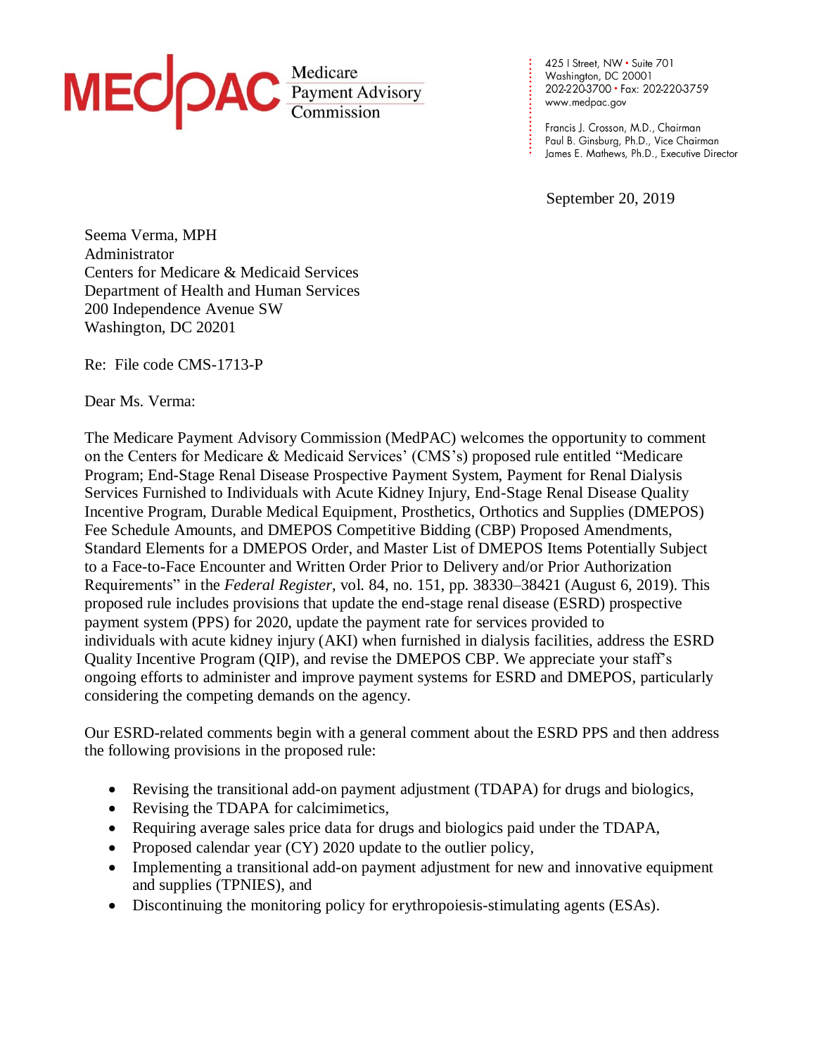MEDPAC Medicare Payment Advisory Commission

425 I Street, NW • Suite 701
Washington, DC 20001
202-220-3700 • Fax: 202-220-3759
www.medpac.gov

Francis J. Crosson, M.D., Chairman
Paul B. Ginsburg, Ph.D., Vice Chairman
James E. Mathews, Ph.D., Executive Director

September 20, 2019

Seema Verma, MPH
Administrator
Centers for Medicare & Medicaid Services
Department of Health and Human Services
200 Independence Avenue SW
Washington, DC 20201

Re: File code CMS-1713-P

Dear Ms. Verma:

The Medicare Payment Advisory Commission (MedPAC) welcomes the opportunity to comment on the Centers for Medicare & Medicaid Services' (CMS's) proposed rule entitled "Medicare Program; End-Stage Renal Disease Prospective Payment System, Payment for Renal Dialysis Services Furnished to Individuals with Acute Kidney Injury, End-Stage Renal Disease Quality Incentive Program, Durable Medical Equipment, Prosthetics, Orthotics and Supplies (DMEPOS) Fee Schedule Amounts, and DMEPOS Competitive Bidding (CBP) Proposed Amendments, Standard Elements for a DMEPOS Order, and Master List of DMEPOS Items Potentially Subject to a Face-to-Face Encounter and Written Order Prior to Delivery and/or Prior Authorization Requirements" in the *Federal Register*, vol. 84, no. 151, pp. 38330–38421 (August 6, 2019). This proposed rule includes provisions that update the end-stage renal disease (ESRD) prospective payment system (PPS) for 2020, update the payment rate for services provided to individuals with acute kidney injury (AKI) when furnished in dialysis facilities, address the ESRD Quality Incentive Program (QIP), and revise the DMEPOS CBP. We appreciate your staff's ongoing efforts to administer and improve payment systems for ESRD and DMEPOS, particularly considering the competing demands on the agency.

Our ESRD-related comments begin with a general comment about the ESRD PPS and then address the following provisions in the proposed rule:

- Revising the transitional add-on payment adjustment (TDAPA) for drugs and biologics,
- Revising the TDAPA for calcimimetics,
- Requiring average sales price data for drugs and biologics paid under the TDAPA,
- Proposed calendar year (CY) 2020 update to the outlier policy,
- Implementing a transitional add-on payment adjustment for new and innovative equipment and supplies (TPNIES), and
- Discontinuing the monitoring policy for erythropoiesis-stimulating agents (ESAs).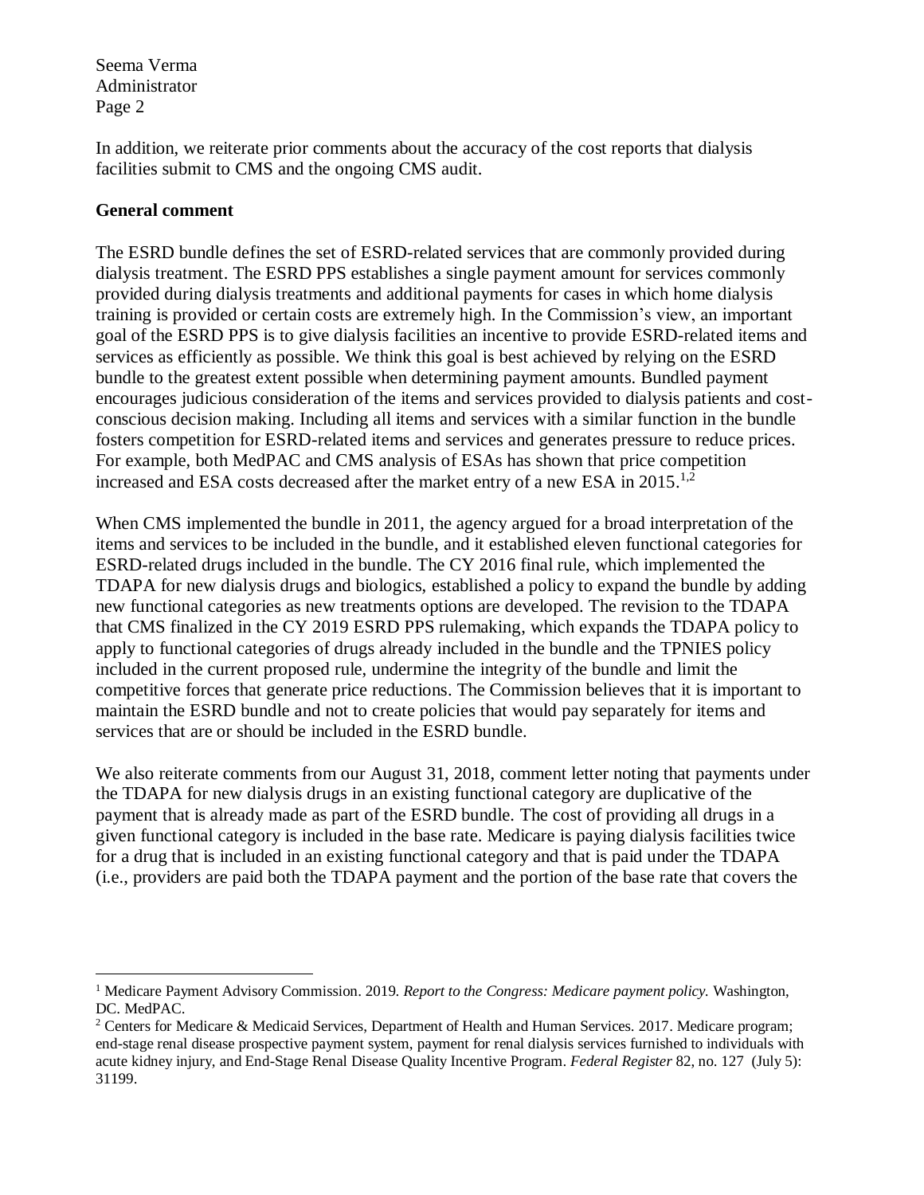In addition, we reiterate prior comments about the accuracy of the cost reports that dialysis facilities submit to CMS and the ongoing CMS audit.

**General comment**

The ESRD bundle defines the set of ESRD-related services that are commonly provided during dialysis treatment. The ESRD PPS establishes a single payment amount for services commonly provided during dialysis treatments and additional payments for cases in which home dialysis training is provided or certain costs are extremely high. In the Commission's view, an important goal of the ESRD PPS is to give dialysis facilities an incentive to provide ESRD-related items and services as efficiently as possible. We think this goal is best achieved by relying on the ESRD bundle to the greatest extent possible when determining payment amounts. Bundled payment encourages judicious consideration of the items and services provided to dialysis patients and cost-conscious decision making. Including all items and services with a similar function in the bundle fosters competition for ESRD-related items and services and generates pressure to reduce prices. For example, both MedPAC and CMS analysis of ESAs has shown that price competition increased and ESA costs decreased after the market entry of a new ESA in 2015.[1,2]

When CMS implemented the bundle in 2011, the agency argued for a broad interpretation of the items and services to be included in the bundle, and it established eleven functional categories for ESRD-related drugs included in the bundle. The CY 2016 final rule, which implemented the TDAPA for new dialysis drugs and biologics, established a policy to expand the bundle by adding new functional categories as new treatments options are developed. The revision to the TDAPA that CMS finalized in the CY 2019 ESRD PPS rulemaking, which expands the TDAPA policy to apply to functional categories of drugs already included in the bundle and the TPNIES policy included in the current proposed rule, undermine the integrity of the bundle and limit the competitive forces that generate price reductions. The Commission believes that it is important to maintain the ESRD bundle and not to create policies that would pay separately for items and services that are or should be included in the ESRD bundle.

We also reiterate comments from our August 31, 2018, comment letter noting that payments under the TDAPA for new dialysis drugs in an existing functional category are duplicative of the payment that is already made as part of the ESRD bundle. The cost of providing all drugs in a given functional category is included in the base rate. Medicare is paying dialysis facilities twice for a drug that is included in an existing functional category and that is paid under the TDAPA (i.e., providers are paid both the TDAPA payment and the portion of the base rate that covers the

---

[1] Medicare Payment Advisory Commission. 2019. *Report to the Congress: Medicare payment policy.* Washington, DC. MedPAC.

[2] Centers for Medicare & Medicaid Services, Department of Health and Human Services. 2017. Medicare program; end-stage renal disease prospective payment system, payment for renal dialysis services furnished to individuals with acute kidney injury, and End-Stage Renal Disease Quality Incentive Program. *Federal Register* 82, no. 127 (July 5): 31199.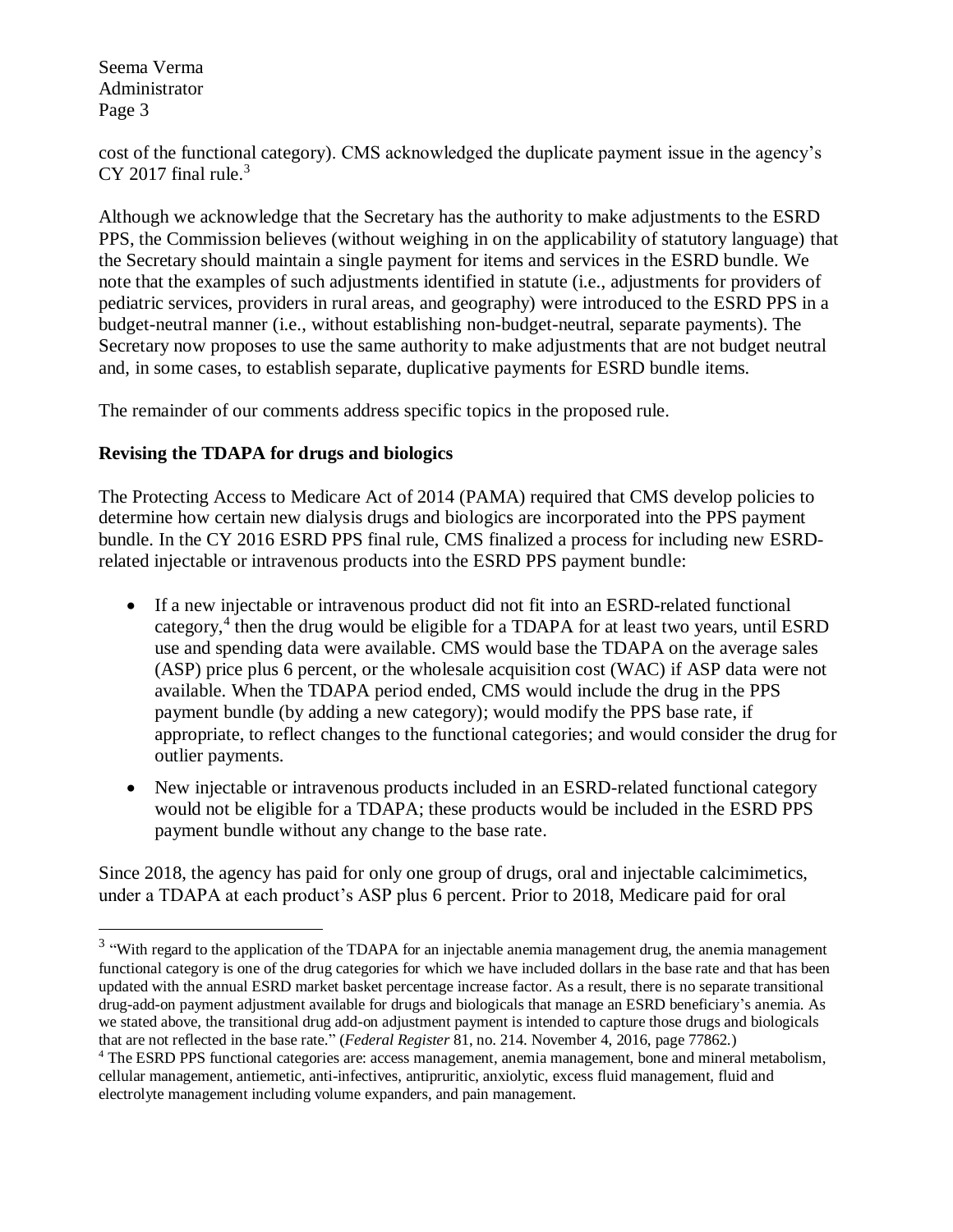cost of the functional category). CMS acknowledged the duplicate payment issue in the agency's CY 2017 final rule.[3]

Although we acknowledge that the Secretary has the authority to make adjustments to the ESRD PPS, the Commission believes (without weighing in on the applicability of statutory language) that the Secretary should maintain a single payment for items and services in the ESRD bundle. We note that the examples of such adjustments identified in statute (i.e., adjustments for providers of pediatric services, providers in rural areas, and geography) were introduced to the ESRD PPS in a budget-neutral manner (i.e., without establishing non-budget-neutral, separate payments). The Secretary now proposes to use the same authority to make adjustments that are not budget neutral and, in some cases, to establish separate, duplicative payments for ESRD bundle items.

The remainder of our comments address specific topics in the proposed rule.

**Revising the TDAPA for drugs and biologics**

The Protecting Access to Medicare Act of 2014 (PAMA) required that CMS develop policies to determine how certain new dialysis drugs and biologics are incorporated into the PPS payment bundle. In the CY 2016 ESRD PPS final rule, CMS finalized a process for including new ESRD-related injectable or intravenous products into the ESRD PPS payment bundle:

- If a new injectable or intravenous product did not fit into an ESRD-related functional category,[4] then the drug would be eligible for a TDAPA for at least two years, until ESRD use and spending data were available. CMS would base the TDAPA on the average sales (ASP) price plus 6 percent, or the wholesale acquisition cost (WAC) if ASP data were not available. When the TDAPA period ended, CMS would include the drug in the PPS payment bundle (by adding a new category); would modify the PPS base rate, if appropriate, to reflect changes to the functional categories; and would consider the drug for outlier payments.
- New injectable or intravenous products included in an ESRD-related functional category would not be eligible for a TDAPA; these products would be included in the ESRD PPS payment bundle without any change to the base rate.

Since 2018, the agency has paid for only one group of drugs, oral and injectable calcimimetics, under a TDAPA at each product's ASP plus 6 percent. Prior to 2018, Medicare paid for oral

---

[3] "With regard to the application of the TDAPA for an injectable anemia management drug, the anemia management functional category is one of the drug categories for which we have included dollars in the base rate and that has been updated with the annual ESRD market basket percentage increase factor. As a result, there is no separate transitional drug-add-on payment adjustment available for drugs and biologicals that manage an ESRD beneficiary's anemia. As we stated above, the transitional drug add-on adjustment payment is intended to capture those drugs and biologicals that are not reflected in the base rate." (*Federal Register* 81, no. 214. November 4, 2016, page 77862.)

[4] The ESRD PPS functional categories are: access management, anemia management, bone and mineral metabolism, cellular management, antiemetic, anti-infectives, antipruritic, anxiolytic, excess fluid management, fluid and electrolyte management including volume expanders, and pain management.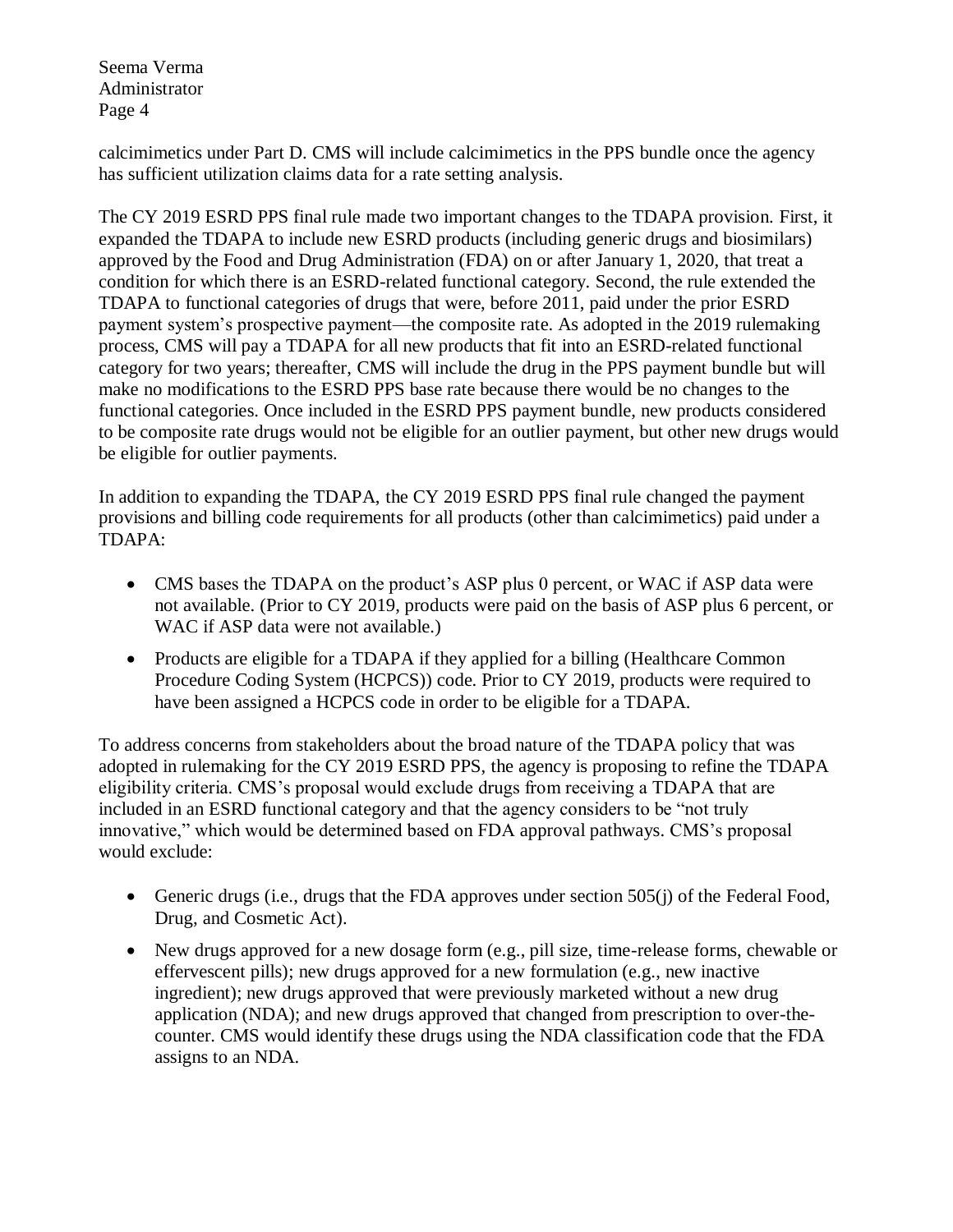calcimimetics under Part D. CMS will include calcimimetics in the PPS bundle once the agency has sufficient utilization claims data for a rate setting analysis.

The CY 2019 ESRD PPS final rule made two important changes to the TDAPA provision. First, it expanded the TDAPA to include new ESRD products (including generic drugs and biosimilars) approved by the Food and Drug Administration (FDA) on or after January 1, 2020, that treat a condition for which there is an ESRD-related functional category. Second, the rule extended the TDAPA to functional categories of drugs that were, before 2011, paid under the prior ESRD payment system's prospective payment—the composite rate. As adopted in the 2019 rulemaking process, CMS will pay a TDAPA for all new products that fit into an ESRD-related functional category for two years; thereafter, CMS will include the drug in the PPS payment bundle but will make no modifications to the ESRD PPS base rate because there would be no changes to the functional categories. Once included in the ESRD PPS payment bundle, new products considered to be composite rate drugs would not be eligible for an outlier payment, but other new drugs would be eligible for outlier payments.

In addition to expanding the TDAPA, the CY 2019 ESRD PPS final rule changed the payment provisions and billing code requirements for all products (other than calcimimetics) paid under a TDAPA:

- CMS bases the TDAPA on the product's ASP plus 0 percent, or WAC if ASP data were not available. (Prior to CY 2019, products were paid on the basis of ASP plus 6 percent, or WAC if ASP data were not available.)
- Products are eligible for a TDAPA if they applied for a billing (Healthcare Common Procedure Coding System (HCPCS)) code. Prior to CY 2019, products were required to have been assigned a HCPCS code in order to be eligible for a TDAPA.

To address concerns from stakeholders about the broad nature of the TDAPA policy that was adopted in rulemaking for the CY 2019 ESRD PPS, the agency is proposing to refine the TDAPA eligibility criteria. CMS's proposal would exclude drugs from receiving a TDAPA that are included in an ESRD functional category and that the agency considers to be "not truly innovative," which would be determined based on FDA approval pathways. CMS's proposal would exclude:

- Generic drugs (i.e., drugs that the FDA approves under section 505(j) of the Federal Food, Drug, and Cosmetic Act).
- New drugs approved for a new dosage form (e.g., pill size, time-release forms, chewable or effervescent pills); new drugs approved for a new formulation (e.g., new inactive ingredient); new drugs approved that were previously marketed without a new drug application (NDA); and new drugs approved that changed from prescription to over-the-counter. CMS would identify these drugs using the NDA classification code that the FDA assigns to an NDA.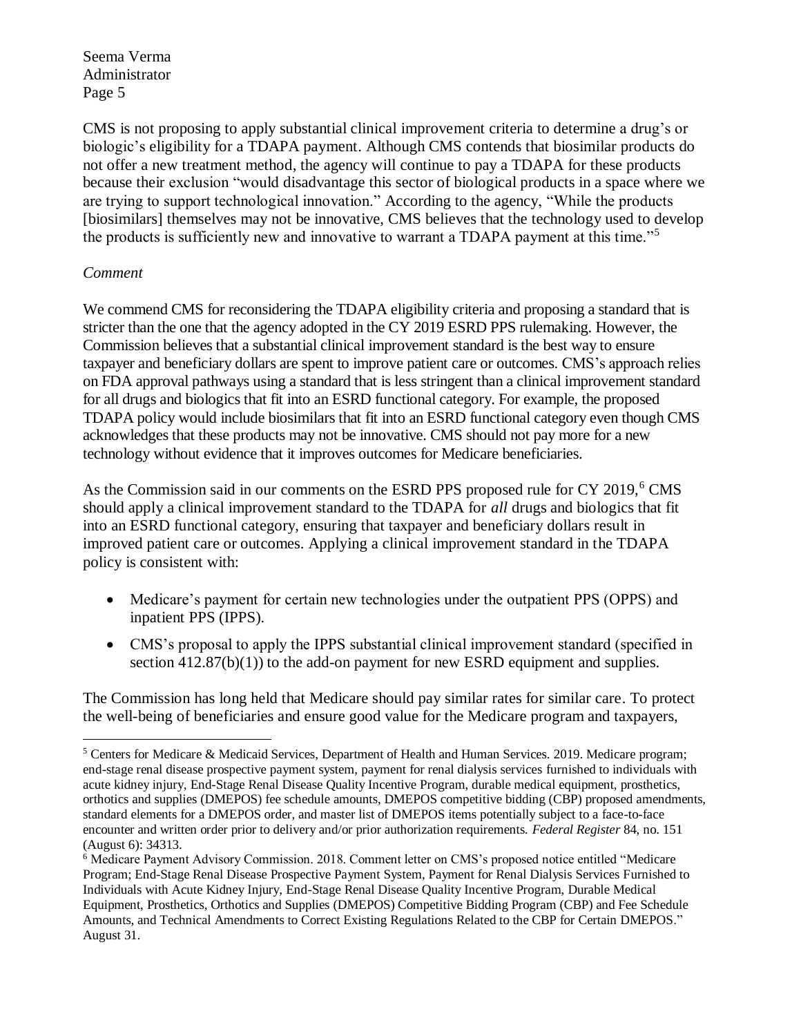CMS is not proposing to apply substantial clinical improvement criteria to determine a drug's or biologic's eligibility for a TDAPA payment. Although CMS contends that biosimilar products do not offer a new treatment method, the agency will continue to pay a TDAPA for these products because their exclusion "would disadvantage this sector of biological products in a space where we are trying to support technological innovation." According to the agency, "While the products [biosimilars] themselves may not be innovative, CMS believes that the technology used to develop the products is sufficiently new and innovative to warrant a TDAPA payment at this time."[5]

*Comment*

We commend CMS for reconsidering the TDAPA eligibility criteria and proposing a standard that is stricter than the one that the agency adopted in the CY 2019 ESRD PPS rulemaking. However, the Commission believes that a substantial clinical improvement standard is the best way to ensure taxpayer and beneficiary dollars are spent to improve patient care or outcomes. CMS's approach relies on FDA approval pathways using a standard that is less stringent than a clinical improvement standard for all drugs and biologics that fit into an ESRD functional category. For example, the proposed TDAPA policy would include biosimilars that fit into an ESRD functional category even though CMS acknowledges that these products may not be innovative. CMS should not pay more for a new technology without evidence that it improves outcomes for Medicare beneficiaries.

As the Commission said in our comments on the ESRD PPS proposed rule for CY 2019,[6] CMS should apply a clinical improvement standard to the TDAPA for *all* drugs and biologics that fit into an ESRD functional category, ensuring that taxpayer and beneficiary dollars result in improved patient care or outcomes. Applying a clinical improvement standard in the TDAPA policy is consistent with:

- Medicare's payment for certain new technologies under the outpatient PPS (OPPS) and inpatient PPS (IPPS).
- CMS's proposal to apply the IPPS substantial clinical improvement standard (specified in section 412.87(b)(1)) to the add-on payment for new ESRD equipment and supplies.

The Commission has long held that Medicare should pay similar rates for similar care. To protect the well-being of beneficiaries and ensure good value for the Medicare program and taxpayers,

---

[5] Centers for Medicare & Medicaid Services, Department of Health and Human Services. 2019. Medicare program; end-stage renal disease prospective payment system, payment for renal dialysis services furnished to individuals with acute kidney injury, End-Stage Renal Disease Quality Incentive Program, durable medical equipment, prosthetics, orthotics and supplies (DMEPOS) fee schedule amounts, DMEPOS competitive bidding (CBP) proposed amendments, standard elements for a DMEPOS order, and master list of DMEPOS items potentially subject to a face-to-face encounter and written order prior to delivery and/or prior authorization requirements. *Federal Register* 84, no. 151 (August 6): 34313.

[6] Medicare Payment Advisory Commission. 2018. Comment letter on CMS's proposed notice entitled "Medicare Program; End-Stage Renal Disease Prospective Payment System, Payment for Renal Dialysis Services Furnished to Individuals with Acute Kidney Injury, End-Stage Renal Disease Quality Incentive Program, Durable Medical Equipment, Prosthetics, Orthotics and Supplies (DMEPOS) Competitive Bidding Program (CBP) and Fee Schedule Amounts, and Technical Amendments to Correct Existing Regulations Related to the CBP for Certain DMEPOS." August 31.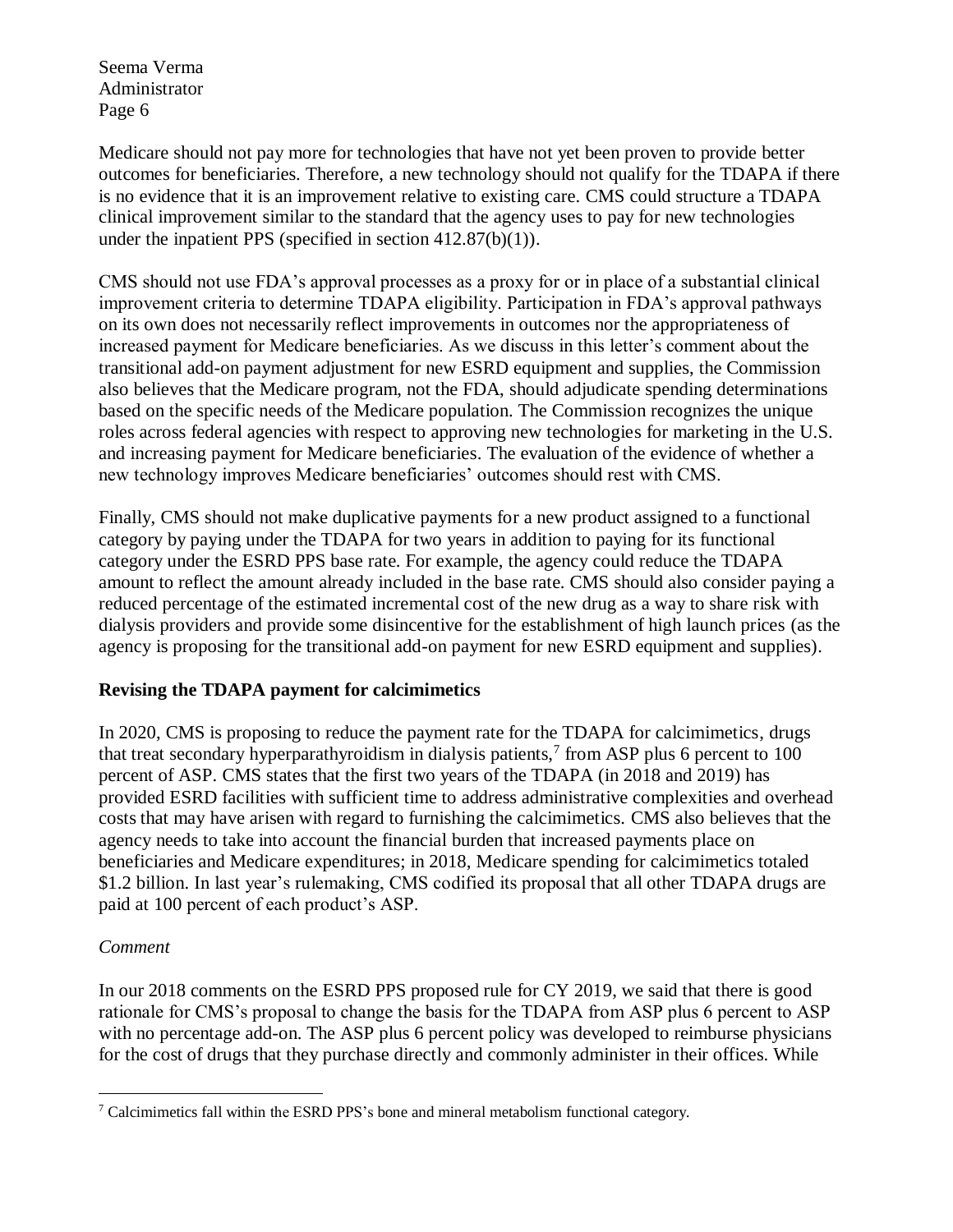Medicare should not pay more for technologies that have not yet been proven to provide better outcomes for beneficiaries. Therefore, a new technology should not qualify for the TDAPA if there is no evidence that it is an improvement relative to existing care. CMS could structure a TDAPA clinical improvement similar to the standard that the agency uses to pay for new technologies under the inpatient PPS (specified in section 412.87(b)(1)).

CMS should not use FDA's approval processes as a proxy for or in place of a substantial clinical improvement criteria to determine TDAPA eligibility. Participation in FDA's approval pathways on its own does not necessarily reflect improvements in outcomes nor the appropriateness of increased payment for Medicare beneficiaries. As we discuss in this letter's comment about the transitional add-on payment adjustment for new ESRD equipment and supplies, the Commission also believes that the Medicare program, not the FDA, should adjudicate spending determinations based on the specific needs of the Medicare population. The Commission recognizes the unique roles across federal agencies with respect to approving new technologies for marketing in the U.S. and increasing payment for Medicare beneficiaries. The evaluation of the evidence of whether a new technology improves Medicare beneficiaries' outcomes should rest with CMS.

Finally, CMS should not make duplicative payments for a new product assigned to a functional category by paying under the TDAPA for two years in addition to paying for its functional category under the ESRD PPS base rate. For example, the agency could reduce the TDAPA amount to reflect the amount already included in the base rate. CMS should also consider paying a reduced percentage of the estimated incremental cost of the new drug as a way to share risk with dialysis providers and provide some disincentive for the establishment of high launch prices (as the agency is proposing for the transitional add-on payment for new ESRD equipment and supplies).

**Revising the TDAPA payment for calcimimetics**

In 2020, CMS is proposing to reduce the payment rate for the TDAPA for calcimimetics, drugs that treat secondary hyperparathyroidism in dialysis patients,[7] from ASP plus 6 percent to 100 percent of ASP. CMS states that the first two years of the TDAPA (in 2018 and 2019) has provided ESRD facilities with sufficient time to address administrative complexities and overhead costs that may have arisen with regard to furnishing the calcimimetics. CMS also believes that the agency needs to take into account the financial burden that increased payments place on beneficiaries and Medicare expenditures; in 2018, Medicare spending for calcimimetics totaled $1.2 billion. In last year's rulemaking, CMS codified its proposal that all other TDAPA drugs are paid at 100 percent of each product's ASP.

*Comment*

In our 2018 comments on the ESRD PPS proposed rule for CY 2019, we said that there is good rationale for CMS's proposal to change the basis for the TDAPA from ASP plus 6 percent to ASP with no percentage add-on. The ASP plus 6 percent policy was developed to reimburse physicians for the cost of drugs that they purchase directly and commonly administer in their offices. While

[7] Calcimimetics fall within the ESRD PPS's bone and mineral metabolism functional category.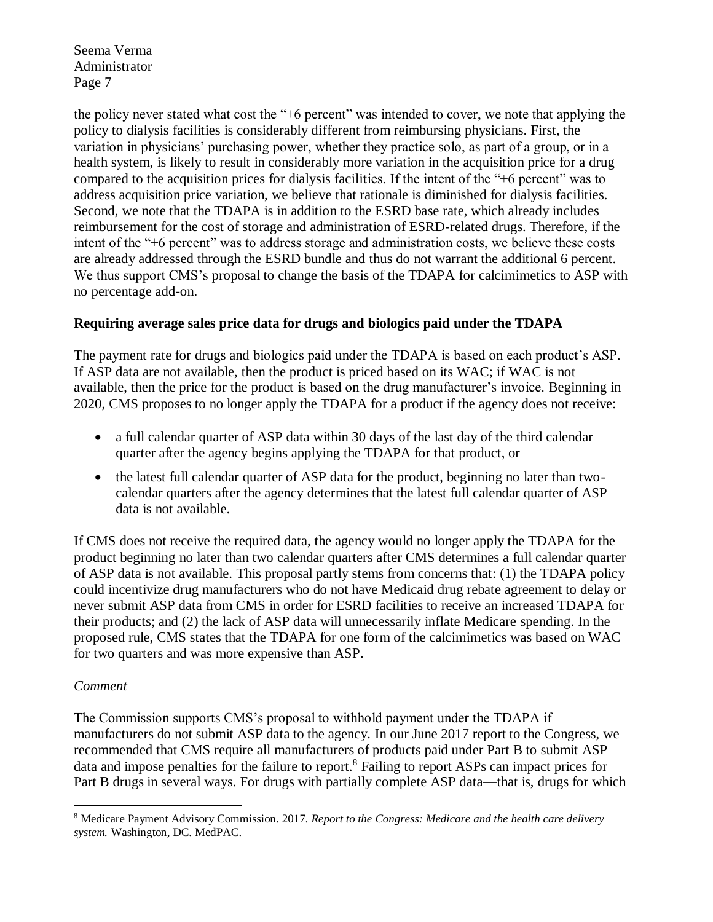the policy never stated what cost the "+6 percent" was intended to cover, we note that applying the policy to dialysis facilities is considerably different from reimbursing physicians. First, the variation in physicians' purchasing power, whether they practice solo, as part of a group, or in a health system, is likely to result in considerably more variation in the acquisition price for a drug compared to the acquisition prices for dialysis facilities. If the intent of the "+6 percent" was to address acquisition price variation, we believe that rationale is diminished for dialysis facilities. Second, we note that the TDAPA is in addition to the ESRD base rate, which already includes reimbursement for the cost of storage and administration of ESRD-related drugs. Therefore, if the intent of the "+6 percent" was to address storage and administration costs, we believe these costs are already addressed through the ESRD bundle and thus do not warrant the additional 6 percent. We thus support CMS's proposal to change the basis of the TDAPA for calcimimetics to ASP with no percentage add-on.

**Requiring average sales price data for drugs and biologics paid under the TDAPA**

The payment rate for drugs and biologics paid under the TDAPA is based on each product's ASP. If ASP data are not available, then the product is priced based on its WAC; if WAC is not available, then the price for the product is based on the drug manufacturer's invoice. Beginning in 2020, CMS proposes to no longer apply the TDAPA for a product if the agency does not receive:

- a full calendar quarter of ASP data within 30 days of the last day of the third calendar quarter after the agency begins applying the TDAPA for that product, or
- the latest full calendar quarter of ASP data for the product, beginning no later than two-calendar quarters after the agency determines that the latest full calendar quarter of ASP data is not available.

If CMS does not receive the required data, the agency would no longer apply the TDAPA for the product beginning no later than two calendar quarters after CMS determines a full calendar quarter of ASP data is not available. This proposal partly stems from concerns that: (1) the TDAPA policy could incentivize drug manufacturers who do not have Medicaid drug rebate agreement to delay or never submit ASP data from CMS in order for ESRD facilities to receive an increased TDAPA for their products; and (2) the lack of ASP data will unnecessarily inflate Medicare spending. In the proposed rule, CMS states that the TDAPA for one form of the calcimimetics was based on WAC for two quarters and was more expensive than ASP.

*Comment*

The Commission supports CMS's proposal to withhold payment under the TDAPA if manufacturers do not submit ASP data to the agency. In our June 2017 report to the Congress, we recommended that CMS require all manufacturers of products paid under Part B to submit ASP data and impose penalties for the failure to report.[8] Failing to report ASPs can impact prices for Part B drugs in several ways. For drugs with partially complete ASP data—that is, drugs for which

[8] Medicare Payment Advisory Commission. 2017. *Report to the Congress: Medicare and the health care delivery system.* Washington, DC. MedPAC.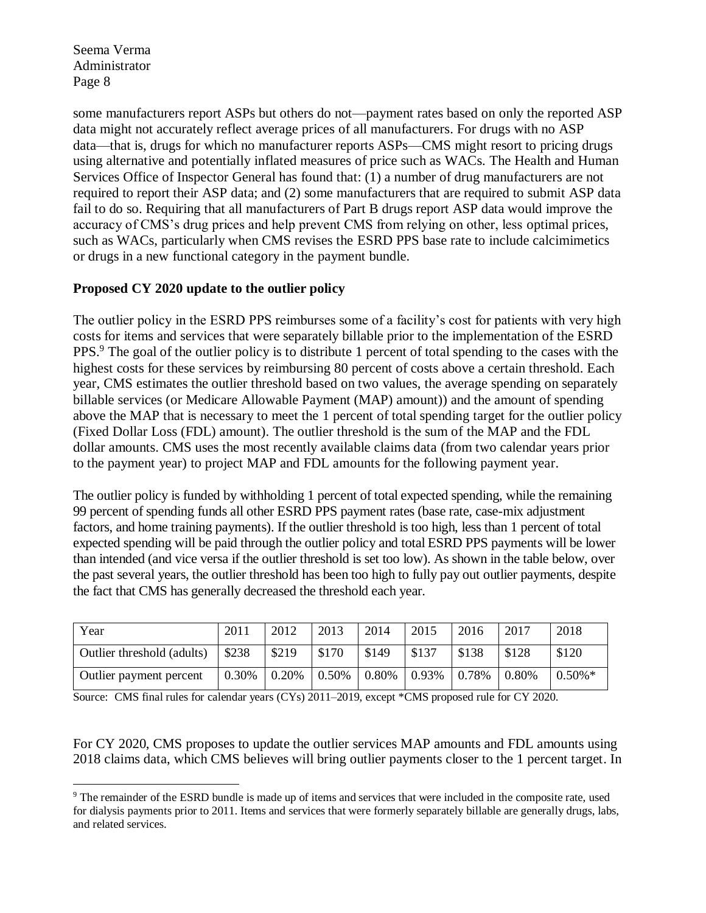some manufacturers report ASPs but others do not—payment rates based on only the reported ASP data might not accurately reflect average prices of all manufacturers. For drugs with no ASP data—that is, drugs for which no manufacturer reports ASPs—CMS might resort to pricing drugs using alternative and potentially inflated measures of price such as WACs. The Health and Human Services Office of Inspector General has found that: (1) a number of drug manufacturers are not required to report their ASP data; and (2) some manufacturers that are required to submit ASP data fail to do so. Requiring that all manufacturers of Part B drugs report ASP data would improve the accuracy of CMS's drug prices and help prevent CMS from relying on other, less optimal prices, such as WACs, particularly when CMS revises the ESRD PPS base rate to include calcimimetics or drugs in a new functional category in the payment bundle.

**Proposed CY 2020 update to the outlier policy**

The outlier policy in the ESRD PPS reimburses some of a facility's cost for patients with very high costs for items and services that were separately billable prior to the implementation of the ESRD PPS.[9] The goal of the outlier policy is to distribute 1 percent of total spending to the cases with the highest costs for these services by reimbursing 80 percent of costs above a certain threshold. Each year, CMS estimates the outlier threshold based on two values, the average spending on separately billable services (or Medicare Allowable Payment (MAP) amount)) and the amount of spending above the MAP that is necessary to meet the 1 percent of total spending target for the outlier policy (Fixed Dollar Loss (FDL) amount). The outlier threshold is the sum of the MAP and the FDL dollar amounts. CMS uses the most recently available claims data (from two calendar years prior to the payment year) to project MAP and FDL amounts for the following payment year.

The outlier policy is funded by withholding 1 percent of total expected spending, while the remaining 99 percent of spending funds all other ESRD PPS payment rates (base rate, case-mix adjustment factors, and home training payments). If the outlier threshold is too high, less than 1 percent of total expected spending will be paid through the outlier policy and total ESRD PPS payments will be lower than intended (and vice versa if the outlier threshold is set too low). As shown in the table below, over the past several years, the outlier threshold has been too high to fully pay out outlier payments, despite the fact that CMS has generally decreased the threshold each year.

| Year | 2011 | 2012 | 2013 | 2014 | 2015 | 2016 | 2017 | 2018 |
|---|---|---|---|---|---|---|---|---|
| Outlier threshold (adults) | $238 | $219 | $170 | $149 | $137 | $138 | $128 | $120 |
| Outlier payment percent | 0.30% | 0.20% | 0.50% | 0.80% | 0.93% | 0.78% | 0.80% | 0.50%* |

Source: CMS final rules for calendar years (CYs) 2011–2019, except *CMS proposed rule for CY 2020.

For CY 2020, CMS proposes to update the outlier services MAP amounts and FDL amounts using 2018 claims data, which CMS believes will bring outlier payments closer to the 1 percent target. In

[9] The remainder of the ESRD bundle is made up of items and services that were included in the composite rate, used for dialysis payments prior to 2011. Items and services that were formerly separately billable are generally drugs, labs, and related services.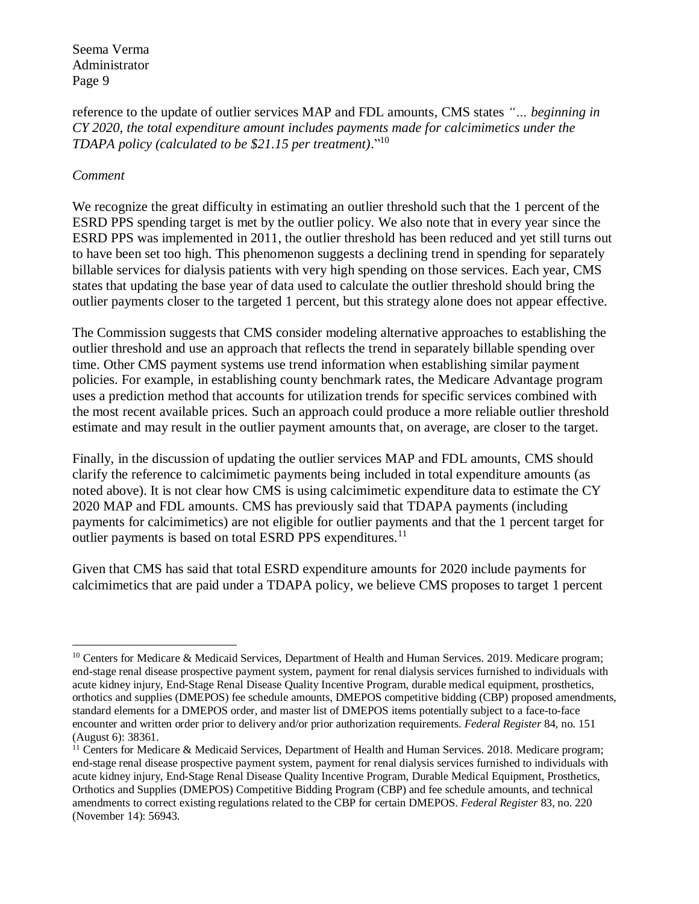reference to the update of outlier services MAP and FDL amounts, CMS states *"… beginning in CY 2020, the total expenditure amount includes payments made for calcimimetics under the TDAPA policy (calculated to be $21.15 per treatment)*."[10]

*Comment*

We recognize the great difficulty in estimating an outlier threshold such that the 1 percent of the ESRD PPS spending target is met by the outlier policy. We also note that in every year since the ESRD PPS was implemented in 2011, the outlier threshold has been reduced and yet still turns out to have been set too high. This phenomenon suggests a declining trend in spending for separately billable services for dialysis patients with very high spending on those services. Each year, CMS states that updating the base year of data used to calculate the outlier threshold should bring the outlier payments closer to the targeted 1 percent, but this strategy alone does not appear effective.

The Commission suggests that CMS consider modeling alternative approaches to establishing the outlier threshold and use an approach that reflects the trend in separately billable spending over time. Other CMS payment systems use trend information when establishing similar payment policies. For example, in establishing county benchmark rates, the Medicare Advantage program uses a prediction method that accounts for utilization trends for specific services combined with the most recent available prices. Such an approach could produce a more reliable outlier threshold estimate and may result in the outlier payment amounts that, on average, are closer to the target.

Finally, in the discussion of updating the outlier services MAP and FDL amounts, CMS should clarify the reference to calcimimetic payments being included in total expenditure amounts (as noted above). It is not clear how CMS is using calcimimetic expenditure data to estimate the CY 2020 MAP and FDL amounts. CMS has previously said that TDAPA payments (including payments for calcimimetics) are not eligible for outlier payments and that the 1 percent target for outlier payments is based on total ESRD PPS expenditures.[11]

Given that CMS has said that total ESRD expenditure amounts for 2020 include payments for calcimimetics that are paid under a TDAPA policy, we believe CMS proposes to target 1 percent

---

[10] Centers for Medicare & Medicaid Services, Department of Health and Human Services. 2019. Medicare program; end-stage renal disease prospective payment system, payment for renal dialysis services furnished to individuals with acute kidney injury, End-Stage Renal Disease Quality Incentive Program, durable medical equipment, prosthetics, orthotics and supplies (DMEPOS) fee schedule amounts, DMEPOS competitive bidding (CBP) proposed amendments, standard elements for a DMEPOS order, and master list of DMEPOS items potentially subject to a face-to-face encounter and written order prior to delivery and/or prior authorization requirements. *Federal Register* 84, no. 151 (August 6): 38361.

[11] Centers for Medicare & Medicaid Services, Department of Health and Human Services. 2018. Medicare program; end-stage renal disease prospective payment system, payment for renal dialysis services furnished to individuals with acute kidney injury, End-Stage Renal Disease Quality Incentive Program, Durable Medical Equipment, Prosthetics, Orthotics and Supplies (DMEPOS) Competitive Bidding Program (CBP) and fee schedule amounts, and technical amendments to correct existing regulations related to the CBP for certain DMEPOS. *Federal Register* 83, no. 220 (November 14): 56943.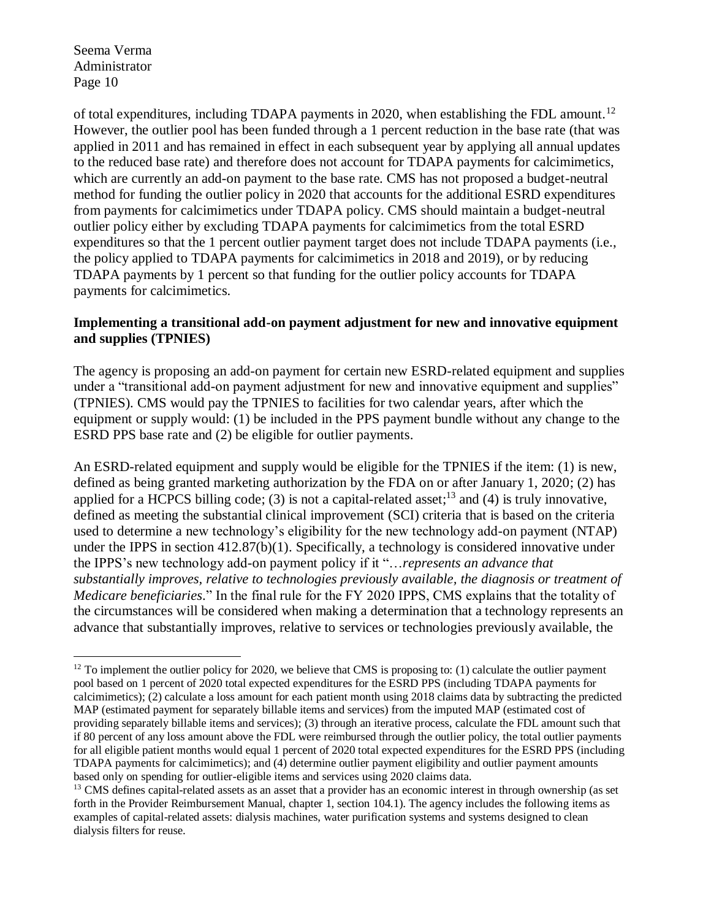of total expenditures, including TDAPA payments in 2020, when establishing the FDL amount.[12] However, the outlier pool has been funded through a 1 percent reduction in the base rate (that was applied in 2011 and has remained in effect in each subsequent year by applying all annual updates to the reduced base rate) and therefore does not account for TDAPA payments for calcimimetics, which are currently an add-on payment to the base rate. CMS has not proposed a budget-neutral method for funding the outlier policy in 2020 that accounts for the additional ESRD expenditures from payments for calcimimetics under TDAPA policy. CMS should maintain a budget-neutral outlier policy either by excluding TDAPA payments for calcimimetics from the total ESRD expenditures so that the 1 percent outlier payment target does not include TDAPA payments (i.e., the policy applied to TDAPA payments for calcimimetics in 2018 and 2019), or by reducing TDAPA payments by 1 percent so that funding for the outlier policy accounts for TDAPA payments for calcimimetics.

**Implementing a transitional add-on payment adjustment for new and innovative equipment and supplies (TPNIES)**

The agency is proposing an add-on payment for certain new ESRD-related equipment and supplies under a "transitional add-on payment adjustment for new and innovative equipment and supplies" (TPNIES). CMS would pay the TPNIES to facilities for two calendar years, after which the equipment or supply would: (1) be included in the PPS payment bundle without any change to the ESRD PPS base rate and (2) be eligible for outlier payments.

An ESRD-related equipment and supply would be eligible for the TPNIES if the item: (1) is new, defined as being granted marketing authorization by the FDA on or after January 1, 2020; (2) has applied for a HCPCS billing code; (3) is not a capital-related asset;[13] and (4) is truly innovative, defined as meeting the substantial clinical improvement (SCI) criteria that is based on the criteria used to determine a new technology's eligibility for the new technology add-on payment (NTAP) under the IPPS in section 412.87(b)(1). Specifically, a technology is considered innovative under the IPPS's new technology add-on payment policy if it "…*represents an advance that substantially improves, relative to technologies previously available, the diagnosis or treatment of Medicare beneficiaries*." In the final rule for the FY 2020 IPPS, CMS explains that the totality of the circumstances will be considered when making a determination that a technology represents an advance that substantially improves, relative to services or technologies previously available, the

---

[12] To implement the outlier policy for 2020, we believe that CMS is proposing to: (1) calculate the outlier payment pool based on 1 percent of 2020 total expected expenditures for the ESRD PPS (including TDAPA payments for calcimimetics); (2) calculate a loss amount for each patient month using 2018 claims data by subtracting the predicted MAP (estimated payment for separately billable items and services) from the imputed MAP (estimated cost of providing separately billable items and services); (3) through an iterative process, calculate the FDL amount such that if 80 percent of any loss amount above the FDL were reimbursed through the outlier policy, the total outlier payments for all eligible patient months would equal 1 percent of 2020 total expected expenditures for the ESRD PPS (including TDAPA payments for calcimimetics); and (4) determine outlier payment eligibility and outlier payment amounts based only on spending for outlier-eligible items and services using 2020 claims data.

[13] CMS defines capital-related assets as an asset that a provider has an economic interest in through ownership (as set forth in the Provider Reimbursement Manual, chapter 1, section 104.1). The agency includes the following items as examples of capital-related assets: dialysis machines, water purification systems and systems designed to clean dialysis filters for reuse.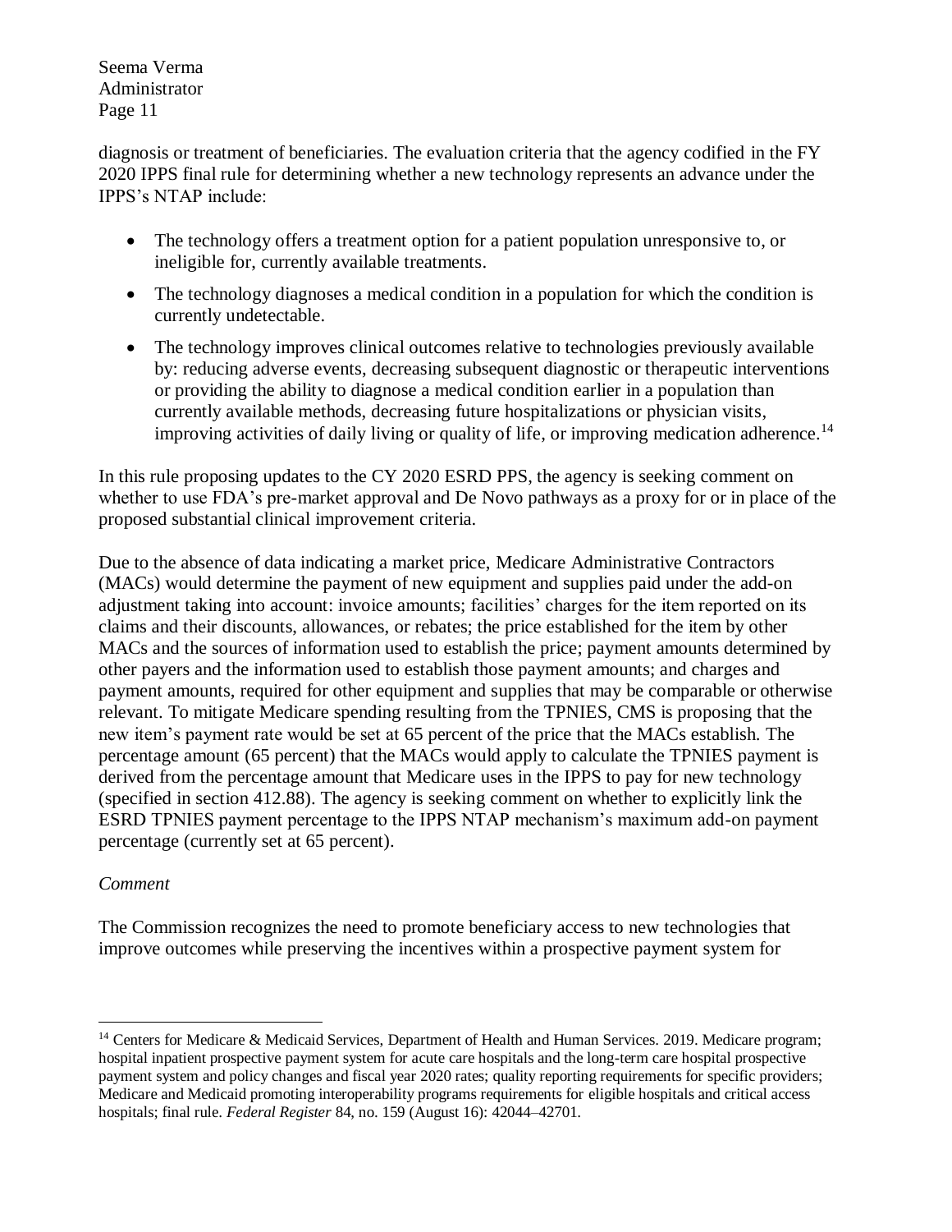diagnosis or treatment of beneficiaries. The evaluation criteria that the agency codified in the FY 2020 IPPS final rule for determining whether a new technology represents an advance under the IPPS's NTAP include:

- The technology offers a treatment option for a patient population unresponsive to, or ineligible for, currently available treatments.
- The technology diagnoses a medical condition in a population for which the condition is currently undetectable.
- The technology improves clinical outcomes relative to technologies previously available by: reducing adverse events, decreasing subsequent diagnostic or therapeutic interventions or providing the ability to diagnose a medical condition earlier in a population than currently available methods, decreasing future hospitalizations or physician visits, improving activities of daily living or quality of life, or improving medication adherence.[14]

In this rule proposing updates to the CY 2020 ESRD PPS, the agency is seeking comment on whether to use FDA's pre-market approval and De Novo pathways as a proxy for or in place of the proposed substantial clinical improvement criteria.

Due to the absence of data indicating a market price, Medicare Administrative Contractors (MACs) would determine the payment of new equipment and supplies paid under the add-on adjustment taking into account: invoice amounts; facilities' charges for the item reported on its claims and their discounts, allowances, or rebates; the price established for the item by other MACs and the sources of information used to establish the price; payment amounts determined by other payers and the information used to establish those payment amounts; and charges and payment amounts, required for other equipment and supplies that may be comparable or otherwise relevant. To mitigate Medicare spending resulting from the TPNIES, CMS is proposing that the new item's payment rate would be set at 65 percent of the price that the MACs establish. The percentage amount (65 percent) that the MACs would apply to calculate the TPNIES payment is derived from the percentage amount that Medicare uses in the IPPS to pay for new technology (specified in section 412.88). The agency is seeking comment on whether to explicitly link the ESRD TPNIES payment percentage to the IPPS NTAP mechanism's maximum add-on payment percentage (currently set at 65 percent).

*Comment*

The Commission recognizes the need to promote beneficiary access to new technologies that improve outcomes while preserving the incentives within a prospective payment system for

[14] Centers for Medicare & Medicaid Services, Department of Health and Human Services. 2019. Medicare program; hospital inpatient prospective payment system for acute care hospitals and the long-term care hospital prospective payment system and policy changes and fiscal year 2020 rates; quality reporting requirements for specific providers; Medicare and Medicaid promoting interoperability programs requirements for eligible hospitals and critical access hospitals; final rule. *Federal Register* 84, no. 159 (August 16): 42044–42701.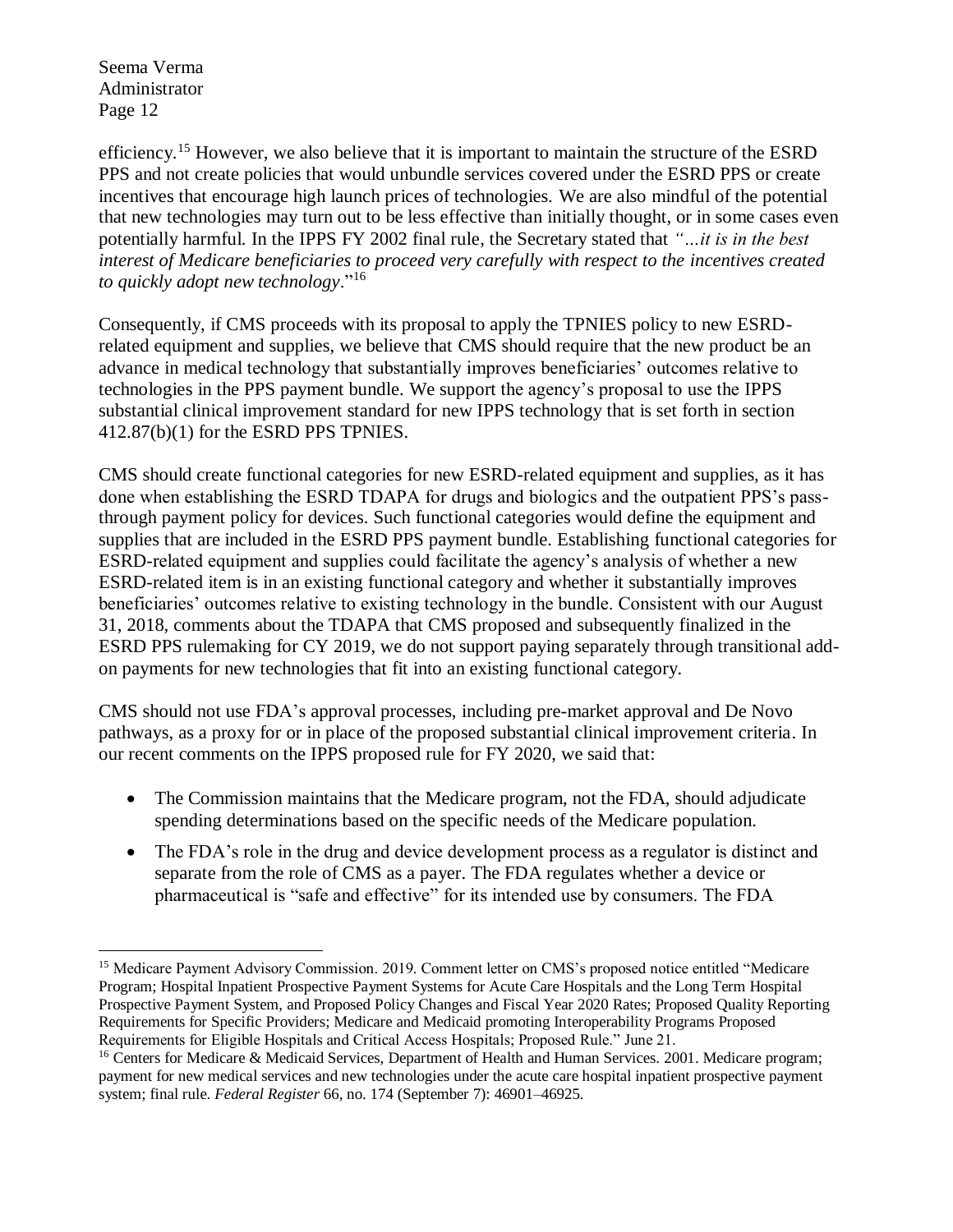efficiency.[15] However, we also believe that it is important to maintain the structure of the ESRD PPS and not create policies that would unbundle services covered under the ESRD PPS or create incentives that encourage high launch prices of technologies. We are also mindful of the potential that new technologies may turn out to be less effective than initially thought, or in some cases even potentially harmful. In the IPPS FY 2002 final rule, the Secretary stated that *"…it is in the best interest of Medicare beneficiaries to proceed very carefully with respect to the incentives created to quickly adopt new technology*."[16]

Consequently, if CMS proceeds with its proposal to apply the TPNIES policy to new ESRD-related equipment and supplies, we believe that CMS should require that the new product be an advance in medical technology that substantially improves beneficiaries' outcomes relative to technologies in the PPS payment bundle. We support the agency's proposal to use the IPPS substantial clinical improvement standard for new IPPS technology that is set forth in section 412.87(b)(1) for the ESRD PPS TPNIES.

CMS should create functional categories for new ESRD-related equipment and supplies, as it has done when establishing the ESRD TDAPA for drugs and biologics and the outpatient PPS's pass-through payment policy for devices. Such functional categories would define the equipment and supplies that are included in the ESRD PPS payment bundle. Establishing functional categories for ESRD-related equipment and supplies could facilitate the agency's analysis of whether a new ESRD-related item is in an existing functional category and whether it substantially improves beneficiaries' outcomes relative to existing technology in the bundle. Consistent with our August 31, 2018, comments about the TDAPA that CMS proposed and subsequently finalized in the ESRD PPS rulemaking for CY 2019, we do not support paying separately through transitional add-on payments for new technologies that fit into an existing functional category.

CMS should not use FDA's approval processes, including pre-market approval and De Novo pathways, as a proxy for or in place of the proposed substantial clinical improvement criteria. In our recent comments on the IPPS proposed rule for FY 2020, we said that:

- The Commission maintains that the Medicare program, not the FDA, should adjudicate spending determinations based on the specific needs of the Medicare population.
- The FDA's role in the drug and device development process as a regulator is distinct and separate from the role of CMS as a payer. The FDA regulates whether a device or pharmaceutical is "safe and effective" for its intended use by consumers. The FDA

---

[15] Medicare Payment Advisory Commission. 2019. Comment letter on CMS's proposed notice entitled "Medicare Program; Hospital Inpatient Prospective Payment Systems for Acute Care Hospitals and the Long Term Hospital Prospective Payment System, and Proposed Policy Changes and Fiscal Year 2020 Rates; Proposed Quality Reporting Requirements for Specific Providers; Medicare and Medicaid promoting Interoperability Programs Proposed Requirements for Eligible Hospitals and Critical Access Hospitals; Proposed Rule." June 21.

[16] Centers for Medicare & Medicaid Services, Department of Health and Human Services. 2001. Medicare program; payment for new medical services and new technologies under the acute care hospital inpatient prospective payment system; final rule. *Federal Register* 66, no. 174 (September 7): 46901–46925.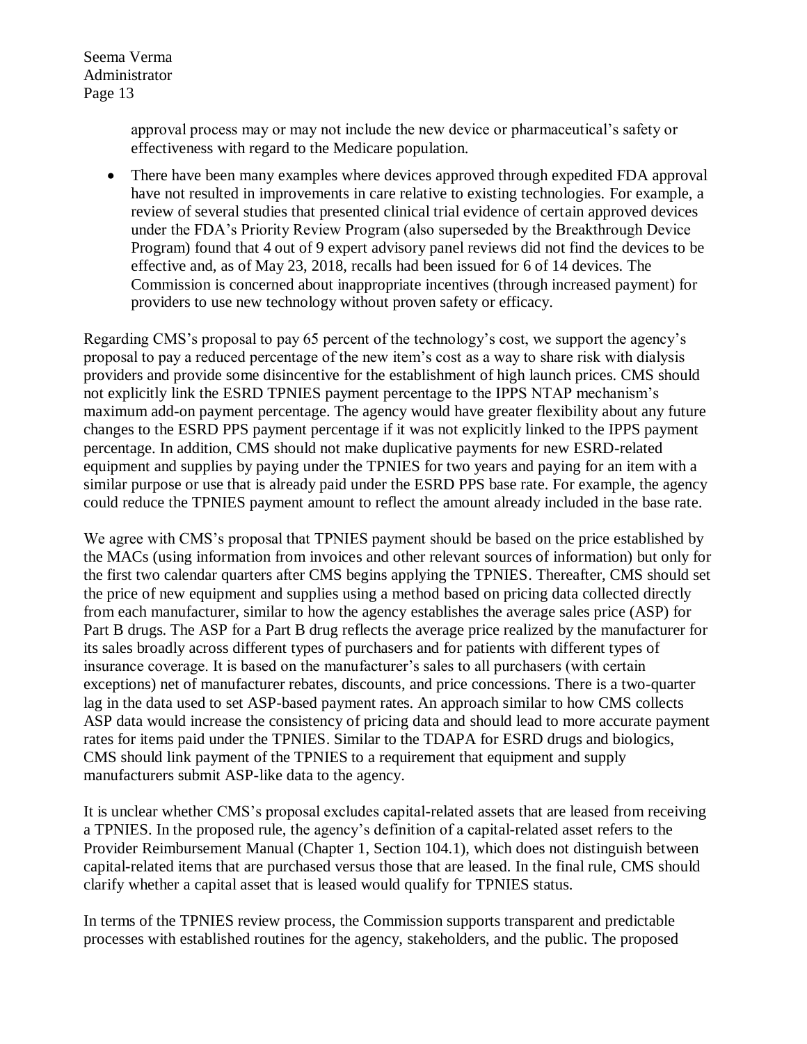approval process may or may not include the new device or pharmaceutical's safety or effectiveness with regard to the Medicare population.

- There have been many examples where devices approved through expedited FDA approval have not resulted in improvements in care relative to existing technologies. For example, a review of several studies that presented clinical trial evidence of certain approved devices under the FDA's Priority Review Program (also superseded by the Breakthrough Device Program) found that 4 out of 9 expert advisory panel reviews did not find the devices to be effective and, as of May 23, 2018, recalls had been issued for 6 of 14 devices. The Commission is concerned about inappropriate incentives (through increased payment) for providers to use new technology without proven safety or efficacy.

Regarding CMS's proposal to pay 65 percent of the technology's cost, we support the agency's proposal to pay a reduced percentage of the new item's cost as a way to share risk with dialysis providers and provide some disincentive for the establishment of high launch prices. CMS should not explicitly link the ESRD TPNIES payment percentage to the IPPS NTAP mechanism's maximum add-on payment percentage. The agency would have greater flexibility about any future changes to the ESRD PPS payment percentage if it was not explicitly linked to the IPPS payment percentage. In addition, CMS should not make duplicative payments for new ESRD-related equipment and supplies by paying under the TPNIES for two years and paying for an item with a similar purpose or use that is already paid under the ESRD PPS base rate. For example, the agency could reduce the TPNIES payment amount to reflect the amount already included in the base rate.

We agree with CMS's proposal that TPNIES payment should be based on the price established by the MACs (using information from invoices and other relevant sources of information) but only for the first two calendar quarters after CMS begins applying the TPNIES. Thereafter, CMS should set the price of new equipment and supplies using a method based on pricing data collected directly from each manufacturer, similar to how the agency establishes the average sales price (ASP) for Part B drugs. The ASP for a Part B drug reflects the average price realized by the manufacturer for its sales broadly across different types of purchasers and for patients with different types of insurance coverage. It is based on the manufacturer's sales to all purchasers (with certain exceptions) net of manufacturer rebates, discounts, and price concessions. There is a two-quarter lag in the data used to set ASP-based payment rates. An approach similar to how CMS collects ASP data would increase the consistency of pricing data and should lead to more accurate payment rates for items paid under the TPNIES. Similar to the TDAPA for ESRD drugs and biologics, CMS should link payment of the TPNIES to a requirement that equipment and supply manufacturers submit ASP-like data to the agency.

It is unclear whether CMS's proposal excludes capital-related assets that are leased from receiving a TPNIES. In the proposed rule, the agency's definition of a capital-related asset refers to the Provider Reimbursement Manual (Chapter 1, Section 104.1), which does not distinguish between capital-related items that are purchased versus those that are leased. In the final rule, CMS should clarify whether a capital asset that is leased would qualify for TPNIES status.

In terms of the TPNIES review process, the Commission supports transparent and predictable processes with established routines for the agency, stakeholders, and the public. The proposed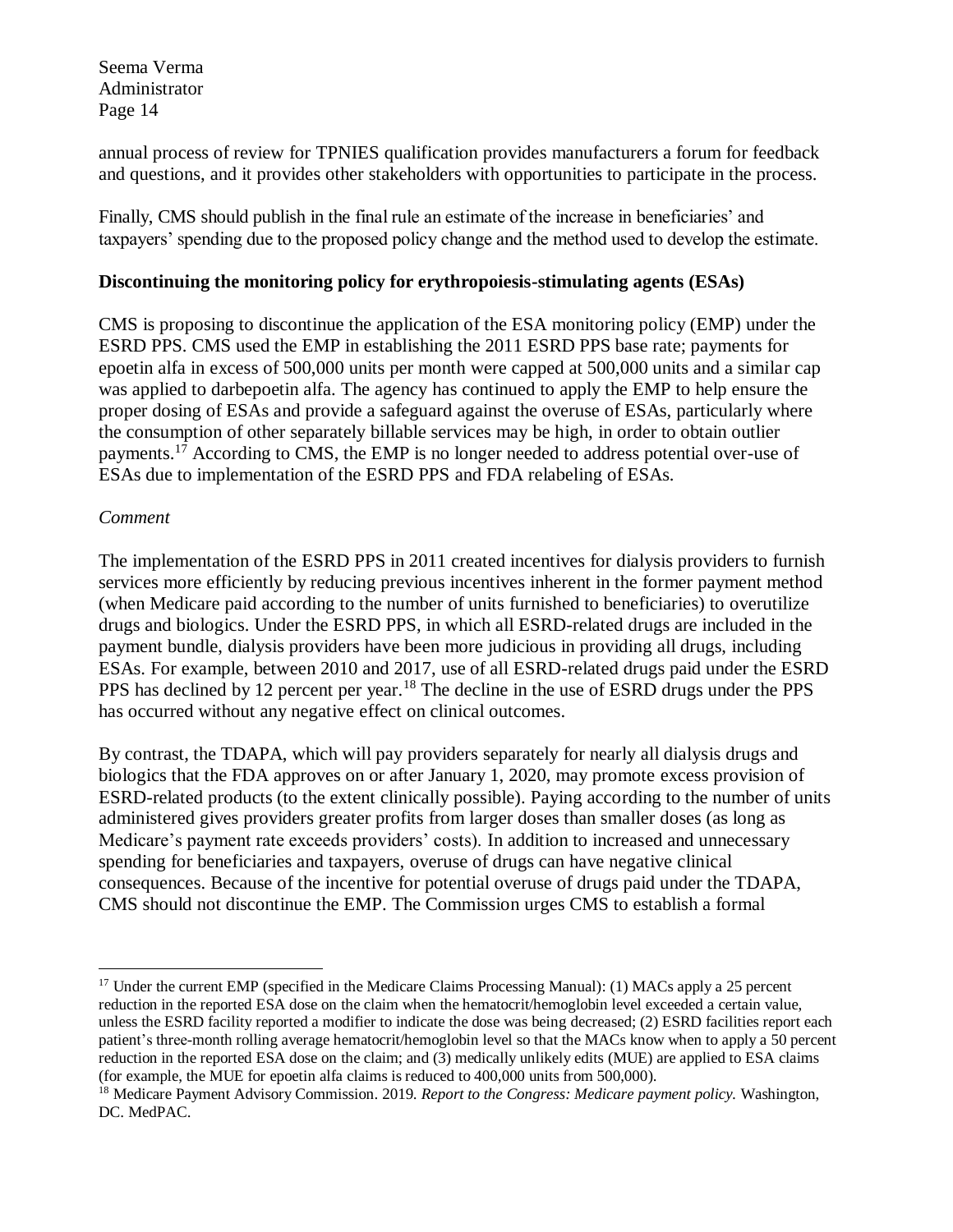annual process of review for TPNIES qualification provides manufacturers a forum for feedback and questions, and it provides other stakeholders with opportunities to participate in the process.

Finally, CMS should publish in the final rule an estimate of the increase in beneficiaries' and taxpayers' spending due to the proposed policy change and the method used to develop the estimate.

**Discontinuing the monitoring policy for erythropoiesis-stimulating agents (ESAs)**

CMS is proposing to discontinue the application of the ESA monitoring policy (EMP) under the ESRD PPS. CMS used the EMP in establishing the 2011 ESRD PPS base rate; payments for epoetin alfa in excess of 500,000 units per month were capped at 500,000 units and a similar cap was applied to darbepoetin alfa. The agency has continued to apply the EMP to help ensure the proper dosing of ESAs and provide a safeguard against the overuse of ESAs, particularly where the consumption of other separately billable services may be high, in order to obtain outlier payments.[17] According to CMS, the EMP is no longer needed to address potential over-use of ESAs due to implementation of the ESRD PPS and FDA relabeling of ESAs.

*Comment*

The implementation of the ESRD PPS in 2011 created incentives for dialysis providers to furnish services more efficiently by reducing previous incentives inherent in the former payment method (when Medicare paid according to the number of units furnished to beneficiaries) to overutilize drugs and biologics. Under the ESRD PPS, in which all ESRD-related drugs are included in the payment bundle, dialysis providers have been more judicious in providing all drugs, including ESAs. For example, between 2010 and 2017, use of all ESRD-related drugs paid under the ESRD PPS has declined by 12 percent per year.[18] The decline in the use of ESRD drugs under the PPS has occurred without any negative effect on clinical outcomes.

By contrast, the TDAPA, which will pay providers separately for nearly all dialysis drugs and biologics that the FDA approves on or after January 1, 2020, may promote excess provision of ESRD-related products (to the extent clinically possible). Paying according to the number of units administered gives providers greater profits from larger doses than smaller doses (as long as Medicare's payment rate exceeds providers' costs). In addition to increased and unnecessary spending for beneficiaries and taxpayers, overuse of drugs can have negative clinical consequences. Because of the incentive for potential overuse of drugs paid under the TDAPA, CMS should not discontinue the EMP. The Commission urges CMS to establish a formal

---

[17] Under the current EMP (specified in the Medicare Claims Processing Manual): (1) MACs apply a 25 percent reduction in the reported ESA dose on the claim when the hematocrit/hemoglobin level exceeded a certain value, unless the ESRD facility reported a modifier to indicate the dose was being decreased; (2) ESRD facilities report each patient's three-month rolling average hematocrit/hemoglobin level so that the MACs know when to apply a 50 percent reduction in the reported ESA dose on the claim; and (3) medically unlikely edits (MUE) are applied to ESA claims (for example, the MUE for epoetin alfa claims is reduced to 400,000 units from 500,000).

[18] Medicare Payment Advisory Commission. 2019. *Report to the Congress: Medicare payment policy.* Washington, DC. MedPAC.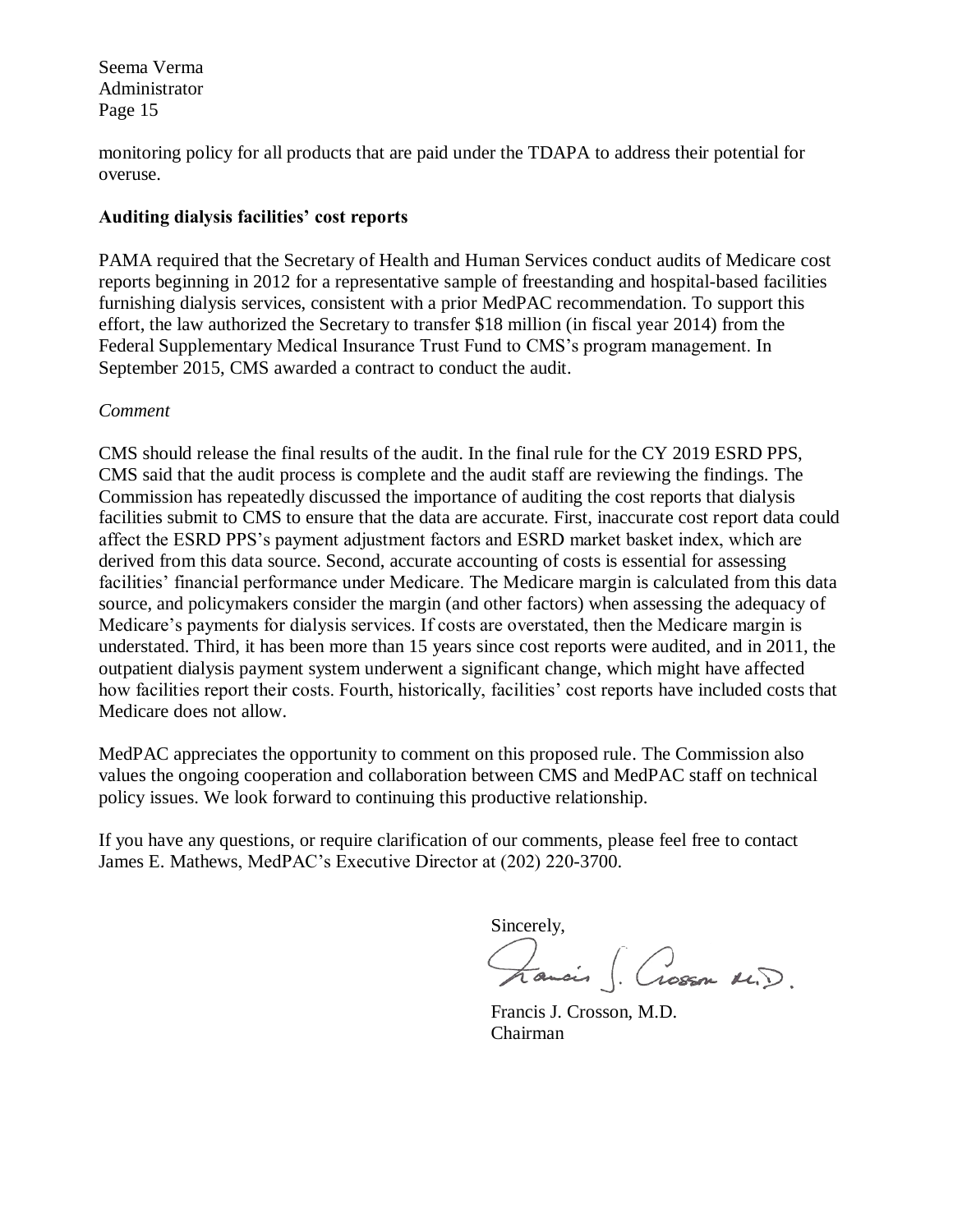monitoring policy for all products that are paid under the TDAPA to address their potential for overuse.

**Auditing dialysis facilities' cost reports**

PAMA required that the Secretary of Health and Human Services conduct audits of Medicare cost reports beginning in 2012 for a representative sample of freestanding and hospital-based facilities furnishing dialysis services, consistent with a prior MedPAC recommendation. To support this effort, the law authorized the Secretary to transfer $18 million (in fiscal year 2014) from the Federal Supplementary Medical Insurance Trust Fund to CMS's program management. In September 2015, CMS awarded a contract to conduct the audit.

*Comment*

CMS should release the final results of the audit. In the final rule for the CY 2019 ESRD PPS, CMS said that the audit process is complete and the audit staff are reviewing the findings. The Commission has repeatedly discussed the importance of auditing the cost reports that dialysis facilities submit to CMS to ensure that the data are accurate. First, inaccurate cost report data could affect the ESRD PPS's payment adjustment factors and ESRD market basket index, which are derived from this data source. Second, accurate accounting of costs is essential for assessing facilities' financial performance under Medicare. The Medicare margin is calculated from this data source, and policymakers consider the margin (and other factors) when assessing the adequacy of Medicare's payments for dialysis services. If costs are overstated, then the Medicare margin is understated. Third, it has been more than 15 years since cost reports were audited, and in 2011, the outpatient dialysis payment system underwent a significant change, which might have affected how facilities report their costs. Fourth, historically, facilities' cost reports have included costs that Medicare does not allow.

MedPAC appreciates the opportunity to comment on this proposed rule. The Commission also values the ongoing cooperation and collaboration between CMS and MedPAC staff on technical policy issues. We look forward to continuing this productive relationship.

If you have any questions, or require clarification of our comments, please feel free to contact James E. Mathews, MedPAC's Executive Director at (202) 220-3700.

Sincerely,

Francis J. Crosson, M.D.
Chairman